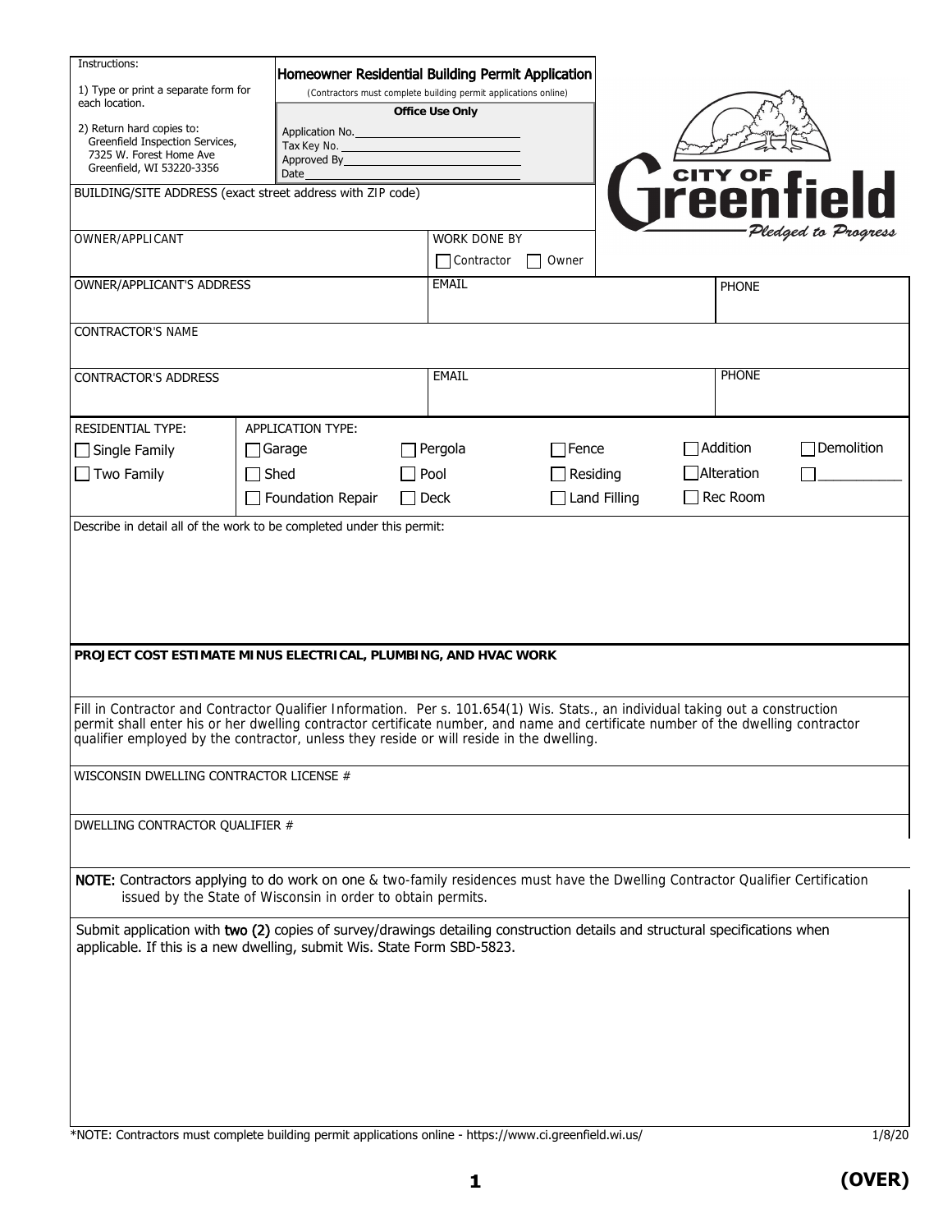Instructions:

1) Type or print a separate form for each location.

2) Return hard copies to:
Greenfield Inspection Services,
7325 W. Forest Home Ave
Greenfield, WI 53220-3356

# Homeowner Residential Building Permit Application

(Contractors must complete building permit applications online)

**Office Use Only**

Application No.___________________________
Tax Key No. ______________________________
Approved By______________________________
Date_____________________________________

CITY OF Greenfield
*Pledged to Progress*

BUILDING/SITE ADDRESS (exact street address with ZIP code)

| OWNER/APPLICANT | WORK DONE BY ☐ Contractor ☐ Owner | |
|---|---|---|
| OWNER/APPLICANT'S ADDRESS | EMAIL | PHONE |
| CONTRACTOR'S NAME | | |
| CONTRACTOR'S ADDRESS | EMAIL | PHONE |

| RESIDENTIAL TYPE: | APPLICATION TYPE: | | | | |
|---|---|---|---|---|---|
| ☐ Single Family | ☐ Garage | ☐ Pergola | ☐ Fence | ☐ Addition | ☐ Demolition |
| ☐ Two Family | ☐ Shed | ☐ Pool | ☐ Residing | ☐ Alteration | ☐ ___________ |
| | ☐ Foundation Repair | ☐ Deck | ☐ Land Filling | ☐ Rec Room | |

Describe in detail all of the work to be completed under this permit:

**PROJECT COST ESTIMATE MINUS ELECTRICAL, PLUMBING, AND HVAC WORK**

Fill in Contractor and Contractor Qualifier Information. Per s. 101.654(1) Wis. Stats., an individual taking out a construction permit shall enter his or her dwelling contractor certificate number, and name and certificate number of the dwelling contractor qualifier employed by the contractor, unless they reside or will reside in the dwelling.

WISCONSIN DWELLING CONTRACTOR LICENSE #

DWELLING CONTRACTOR QUALIFIER #

**NOTE:** Contractors applying to do work on one & two-family residences must have the Dwelling Contractor Qualifier Certification issued by the State of Wisconsin in order to obtain permits.

Submit application with **two (2)** copies of survey/drawings detailing construction details and structural specifications when applicable. If this is a new dwelling, submit Wis. State Form SBD-5823.

*NOTE: Contractors must complete building permit applications online - https://www.ci.greenfield.wi.us/

1/8/20

**(OVER)**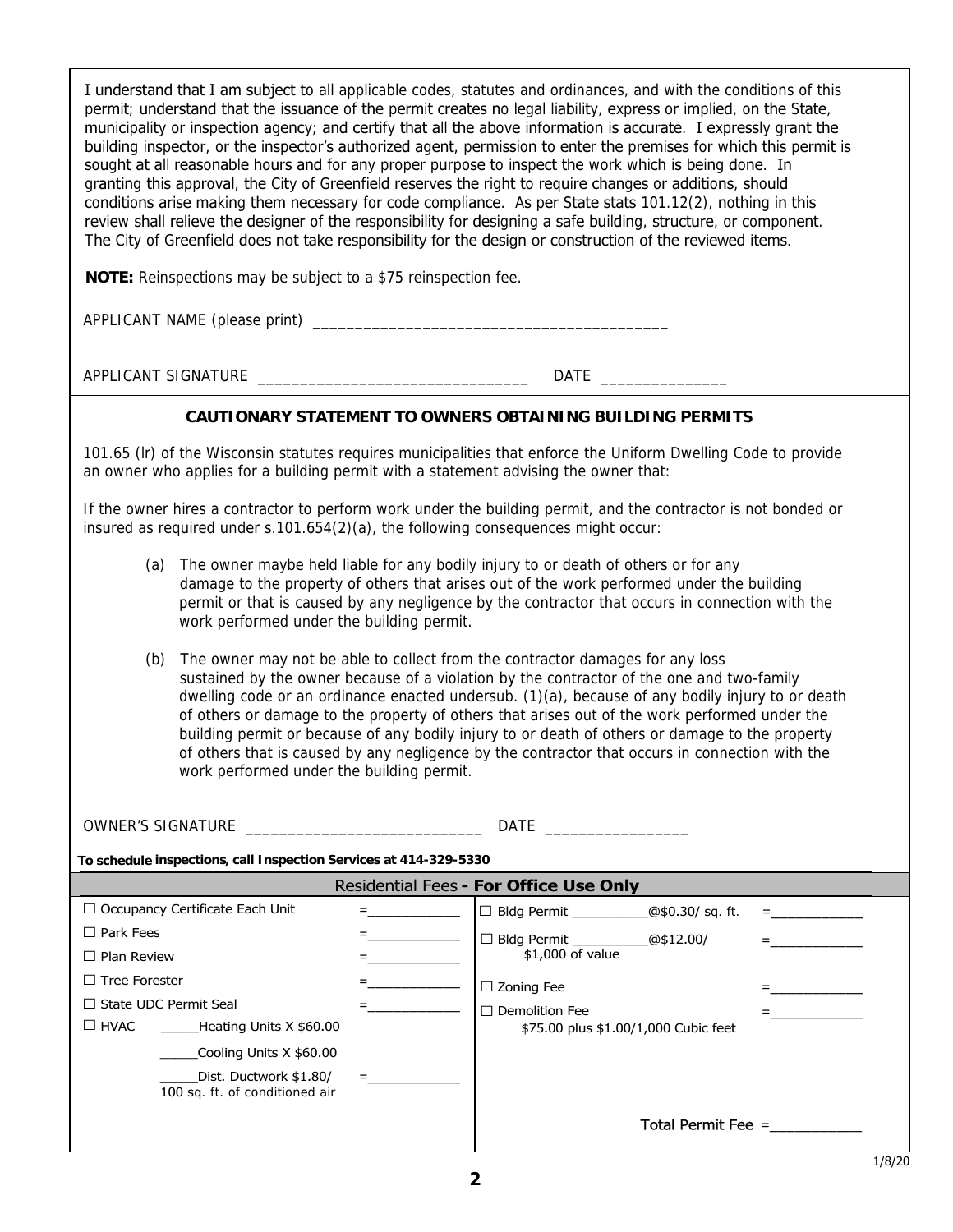I understand that I am subject to all applicable codes, statutes and ordinances, and with the conditions of this permit; understand that the issuance of the permit creates no legal liability, express or implied, on the State, municipality or inspection agency; and certify that all the above information is accurate. I expressly grant the building inspector, or the inspector's authorized agent, permission to enter the premises for which this permit is sought at all reasonable hours and for any proper purpose to inspect the work which is being done. In granting this approval, the City of Greenfield reserves the right to require changes or additions, should conditions arise making them necessary for code compliance. As per State stats 101.12(2), nothing in this review shall relieve the designer of the responsibility for designing a safe building, structure, or component. The City of Greenfield does not take responsibility for the design or construction of the reviewed items.

**NOTE:** Reinspections may be subject to a $75 reinspection fee.

APPLICANT NAME (please print) ___________________________________________

APPLICANT SIGNATURE ________________________________ DATE _______________

**CAUTIONARY STATEMENT TO OWNERS OBTAINING BUILDING PERMITS**

101.65 (lr) of the Wisconsin statutes requires municipalities that enforce the Uniform Dwelling Code to provide an owner who applies for a building permit with a statement advising the owner that:

If the owner hires a contractor to perform work under the building permit, and the contractor is not bonded or insured as required under s.101.654(2)(a), the following consequences might occur:

(a) The owner maybe held liable for any bodily injury to or death of others or for any damage to the property of others that arises out of the work performed under the building permit or that is caused by any negligence by the contractor that occurs in connection with the work performed under the building permit.

(b) The owner may not be able to collect from the contractor damages for any loss sustained by the owner because of a violation by the contractor of the one and two-family dwelling code or an ordinance enacted undersub. (1)(a), because of any bodily injury to or death of others or damage to the property of others that arises out of the work performed under the building permit or because of any bodily injury to or death of others or damage to the property of others that is caused by any negligence by the contractor that occurs in connection with the work performed under the building permit.

OWNER'S SIGNATURE ____________________________ DATE _________________

**To schedule inspections, call Inspection Services at 414-329-5330**

**Residential Fees - For Office Use Only**

| | | | |
|---|---|---|---|
| ☐ Occupancy Certificate Each Unit | =____________ | ☐ Bldg Permit __________@$0.30/ sq. ft. | =____________ |
| ☐ Park Fees | =____________ | ☐ Bldg Permit __________@$12.00/ $1,000 of value | =____________ |
| ☐ Plan Review | =____________ | | |
| ☐ Tree Forester | =____________ | ☐ Zoning Fee | =____________ |
| ☐ State UDC Permit Seal | =____________ | ☐ Demolition Fee $75.00 plus $1.00/1,000 Cubic feet | =____________ |
| ☐ HVAC _____Heating Units X $60.00 | | | |
| _____Cooling Units X $60.00 | | | |
| _____Dist. Ductwork $1.80/ 100 sq. ft. of conditioned air | =____________ | | |
| | | Total Permit Fee | =___________ |

1/8/20